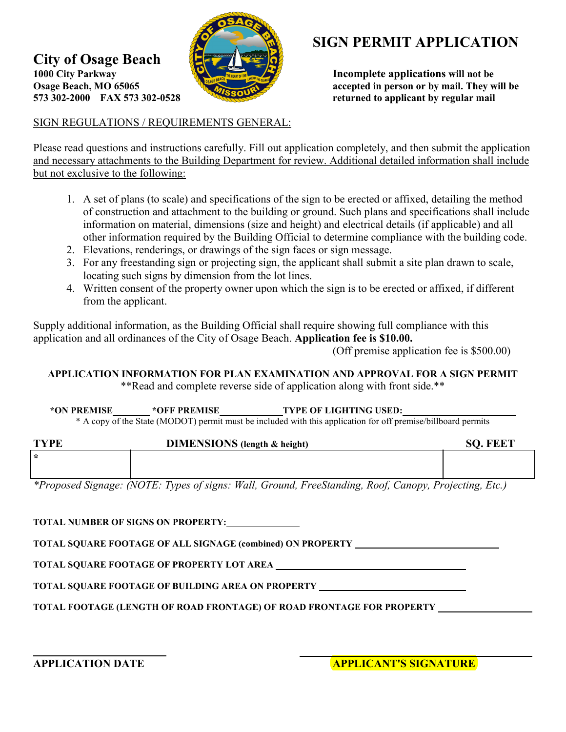**City of Osage Beach**
**1000 City Parkway**
**Osage Beach, MO 65065**
**573 302-2000 FAX 573 302-0528**

# SIGN PERMIT APPLICATION

**Incomplete applications will not be accepted in person or by mail. They will be returned to applicant by regular mail**

SIGN REGULATIONS / REQUIREMENTS GENERAL:

Please read questions and instructions carefully. Fill out application completely, and then submit the application and necessary attachments to the Building Department for review. Additional detailed information shall include but not exclusive to the following:

1. A set of plans (to scale) and specifications of the sign to be erected or affixed, detailing the method of construction and attachment to the building or ground. Such plans and specifications shall include information on material, dimensions (size and height) and electrical details (if applicable) and all other information required by the Building Official to determine compliance with the building code.
2. Elevations, renderings, or drawings of the sign faces or sign message.
3. For any freestanding sign or projecting sign, the applicant shall submit a site plan drawn to scale, locating such signs by dimension from the lot lines.
4. Written consent of the property owner upon which the sign is to be erected or affixed, if different from the applicant.

Supply additional information, as the Building Official shall require showing full compliance with this application and all ordinances of the City of Osage Beach. **Application fee is $10.00.**
(Off premise application fee is $500.00)

**APPLICATION INFORMATION FOR PLAN EXAMINATION AND APPROVAL FOR A SIGN PERMIT**
**Read and complete reverse side of application along with front side.**

**\*ON PREMISE**\_\_\_\_\_\_\_ **\*OFF PREMISE**\_\_\_\_\_\_\_\_\_\_\_\_ **TYPE OF LIGHTING USED:**\_\_\_\_\_\_\_\_\_\_\_\_\_\_\_\_\_\_\_\_\_\_
\* A copy of the State (MODOT) permit must be included with this application for off premise/billboard permits

| **TYPE** | **DIMENSIONS** (length & height) | **SQ. FEET** |
|---|---|---|
| * | | |

*\*Proposed Signage: (NOTE: Types of signs: Wall, Ground, FreeStanding, Roof, Canopy, Projecting, Etc.)*

**TOTAL NUMBER OF SIGNS ON PROPERTY:**\_\_\_\_\_\_\_\_\_\_\_\_\_\_

**TOTAL SQUARE FOOTAGE OF ALL SIGNAGE (combined) ON PROPERTY** \_\_\_\_\_\_\_\_\_\_\_\_\_\_\_\_\_\_\_\_\_\_\_\_\_\_\_\_

**TOTAL SQUARE FOOTAGE OF PROPERTY LOT AREA** \_\_\_\_\_\_\_\_\_\_\_\_\_\_\_\_\_\_\_\_\_\_\_\_\_\_\_\_\_\_\_\_\_\_\_\_

**TOTAL SQUARE FOOTAGE OF BUILDING AREA ON PROPERTY** \_\_\_\_\_\_\_\_\_\_\_\_\_\_\_\_\_\_\_\_\_\_\_\_\_\_\_\_

**TOTAL FOOTAGE (LENGTH OF ROAD FRONTAGE) OF ROAD FRONTAGE FOR PROPERTY** \_\_\_\_\_\_\_\_\_\_\_\_\_\_\_\_\_\_

\_\_\_\_\_\_\_\_\_\_\_\_\_\_\_\_\_\_\_\_\_\_\_\_ \_\_\_\_\_\_\_\_\_\_\_\_\_\_\_\_\_\_\_\_\_\_\_\_\_\_\_\_\_\_\_\_\_\_\_\_\_\_\_\_\_\_\_\_
**APPLICATION DATE** **APPLICANT'S SIGNATURE**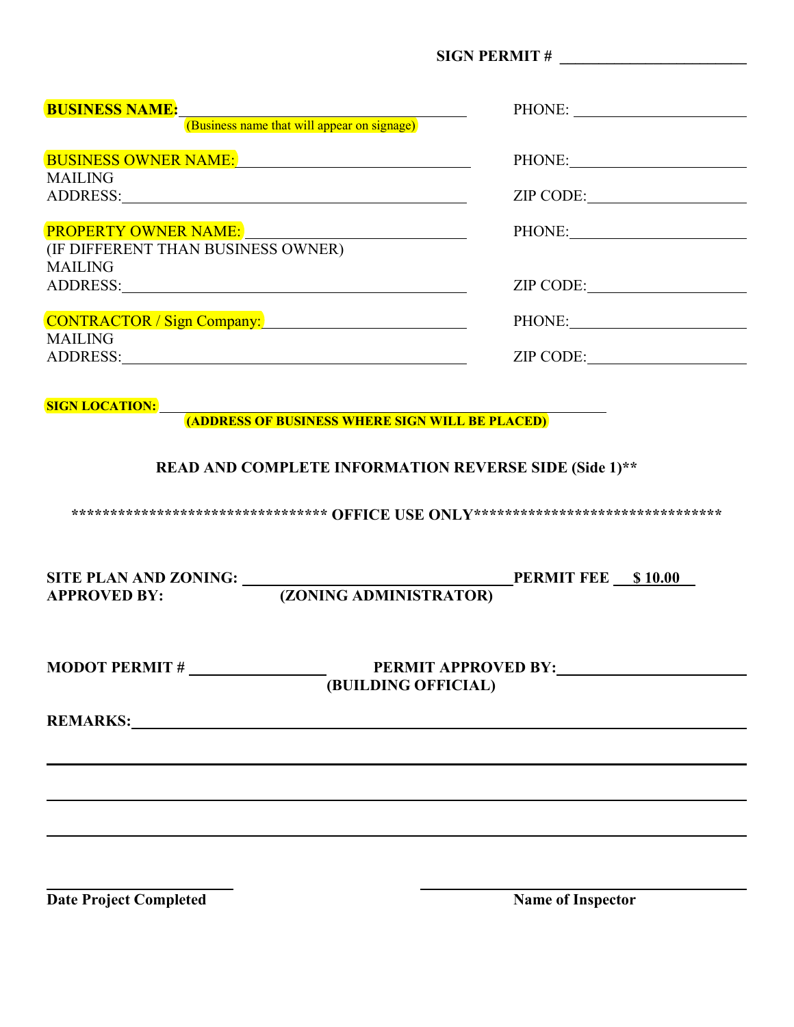SIGN PERMIT # ________________________

**BUSINESS NAME:** ________________________________ PHONE: ____________________
(Business name that will appear on signage)

BUSINESS OWNER NAME: ________________________ PHONE: ____________________
MAILING
ADDRESS: ________________________________________ ZIP CODE: ____________________

PROPERTY OWNER NAME: ________________________ PHONE: ____________________
(IF DIFFERENT THAN BUSINESS OWNER)
MAILING
ADDRESS: ________________________________________ ZIP CODE: ____________________

CONTRACTOR / Sign Company: ________________________ PHONE: ____________________
MAILING
ADDRESS: ________________________________________ ZIP CODE: ____________________

**SIGN LOCATION:** ________________________________________________
**(ADDRESS OF BUSINESS WHERE SIGN WILL BE PLACED)**

**READ AND COMPLETE INFORMATION REVERSE SIDE (Side 1)****

**********************************  OFFICE USE ONLY**********************************

**SITE PLAN AND ZONING:** ________________________________ **PERMIT FEE** **$ 10.00**
**APPROVED BY:** **(ZONING ADMINISTRATOR)**

**MODOT PERMIT #** __________________ **PERMIT APPROVED BY:** ________________________
**(BUILDING OFFICIAL)**

**REMARKS:** ____________________________________________________________
____________________________________________________________
____________________________________________________________
____________________________________________________________

________________________ ________________________
**Date Project Completed** **Name of Inspector**